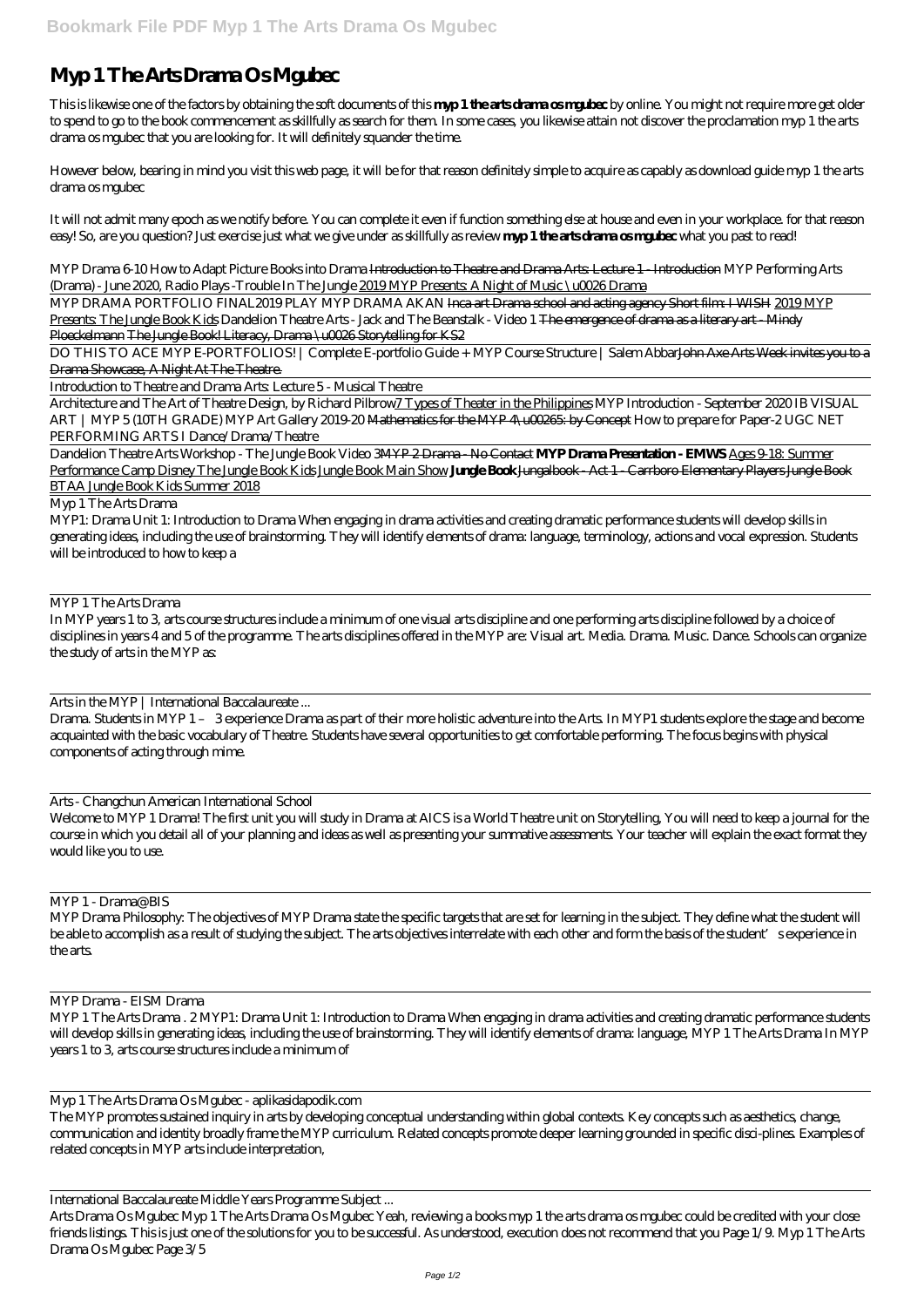# Myp 1 The Arts Drama Os Mgubec

This is likewise one of the factors by obtaining the soft documents of this **myp 1 the arts drama os mgubec** by online. You might not require more get older to spend to go to the book commencement as skillfully as search for them. In some cases, you likewise attain not discover the proclamation myp 1 the arts drama os mgubec that you are looking for. It will definitely squander the time.

However below, bearing in mind you visit this web page, it will be for that reason definitely simple to acquire as capably as download guide myp 1 the arts drama os mgubec

It will not admit many epoch as we notify before. You can complete it even if function something else at house and even in your workplace. for that reason easy! So, are you question? Just exercise just what we give under as skillfully as review **myp 1 the arts drama os mgubec** what you past to read!

*MYP Drama 6-10 How to Adapt Picture Books into Drama* ~~Introduction to Theatre and Drama Arts: Lecture 1 - Introduction~~ *MYP Performing Arts (Drama) - June 2020, Radio Plays -Trouble In The Jungle* 2019 MYP Presents: A Night of Music \u0026 Drama

MYP DRAMA PORTFOLIO FINAL*2019 PLAY MYP DRAMA AKAN* ~~Inca art Drama school and acting agency Short film: I WISH~~ 2019 MYP Presents: The Jungle Book Kids *Dandelion Theatre Arts - Jack and The Beanstalk - Video 1* ~~The emergence of drama as a literary art - Mindy Ploeckelmann~~ ~~The Jungle Book! Literacy, Drama \u0026 Storytelling for KS2~~

DO THIS TO ACE MYP E-PORTFOLIOS! | Complete E-portfolio Guide + MYP Course Structure | Salem Abbar~~John Axe Arts Week invites you to a Drama Showcase, A Night At The Theatre.~~

Introduction to Theatre and Drama Arts: Lecture 5 - Musical Theatre

Architecture and The Art of Theatre Design, by Richard Pilbrow7 Types of Theater in the Philippines *MYP Introduction - September 2020 IB VISUAL ART | MYP 5 (10TH GRADE) MYP Art Gallery 2019-20* ~~Mathematics for the MYP 4\u00265: by Concept~~ *How to prepare for Paper-2 UGC NET PERFORMING ARTS I Dance/Drama/Theatre*

Dandelion Theatre Arts Workshop - The Jungle Book Video 3~~MYP 2 Drama - No Contact~~ **MYP Drama Presentation - EMWS** Ages 9-18: Summer Performance Camp Disney The Jungle Book Kids Jungle Book Main Show **Jungle Book** ~~Jungalbook - Act 1 - Carrboro Elementary Players Jungle Book~~ BTAA Jungle Book Kids Summer 2018

Myp 1 The Arts Drama

MYP1: Drama Unit 1: Introduction to Drama When engaging in drama activities and creating dramatic performance students will develop skills in generating ideas, including the use of brainstorming. They will identify elements of drama: language, terminology, actions and vocal expression. Students will be introduced to how to keep a

MYP 1 The Arts Drama

In MYP years 1 to 3, arts course structures include a minimum of one visual arts discipline and one performing arts discipline followed by a choice of disciplines in years 4 and 5 of the programme. The arts disciplines offered in the MYP are: Visual art. Media. Drama. Music. Dance. Schools can organize the study of arts in the MYP as:

Arts in the MYP | International Baccalaureate ...

Drama. Students in MYP 1 – 3 experience Drama as part of their more holistic adventure into the Arts. In MYP1 students explore the stage and become acquainted with the basic vocabulary of Theatre. Students have several opportunities to get comfortable performing. The focus begins with physical components of acting through mime.

Arts - Changchun American International School

Welcome to MYP 1 Drama! The first unit you will study in Drama at AICS is a World Theatre unit on Storytelling, You will need to keep a journal for the course in which you detail all of your planning and ideas as well as presenting your summative assessments. Your teacher will explain the exact format they would like you to use.

MYP 1 - Drama@BIS

MYP Drama Philosophy: The objectives of MYP Drama state the specific targets that are set for learning in the subject. They define what the student will be able to accomplish as a result of studying the subject. The arts objectives interrelate with each other and form the basis of the student's experience in the arts.

MYP Drama - EISM Drama

MYP 1 The Arts Drama . 2 MYP1: Drama Unit 1: Introduction to Drama When engaging in drama activities and creating dramatic performance students will develop skills in generating ideas, including the use of brainstorming. They will identify elements of drama: language, MYP 1 The Arts Drama In MYP years 1 to 3, arts course structures include a minimum of

Myp 1 The Arts Drama Os Mgubec - aplikasidapodik.com

The MYP promotes sustained inquiry in arts by developing conceptual understanding within global contexts. Key concepts such as aesthetics, change, communication and identity broadly frame the MYP curriculum. Related concepts promote deeper learning grounded in specific disci-plines. Examples of related concepts in MYP arts include interpretation,

International Baccalaureate Middle Years Programme Subject ...

Arts Drama Os Mgubec Myp 1 The Arts Drama Os Mgubec Yeah, reviewing a books myp 1 the arts drama os mgubec could be credited with your close friends listings. This is just one of the solutions for you to be successful. As understood, execution does not recommend that you Page 1/9. Myp 1 The Arts Drama Os Mgubec Page 3/5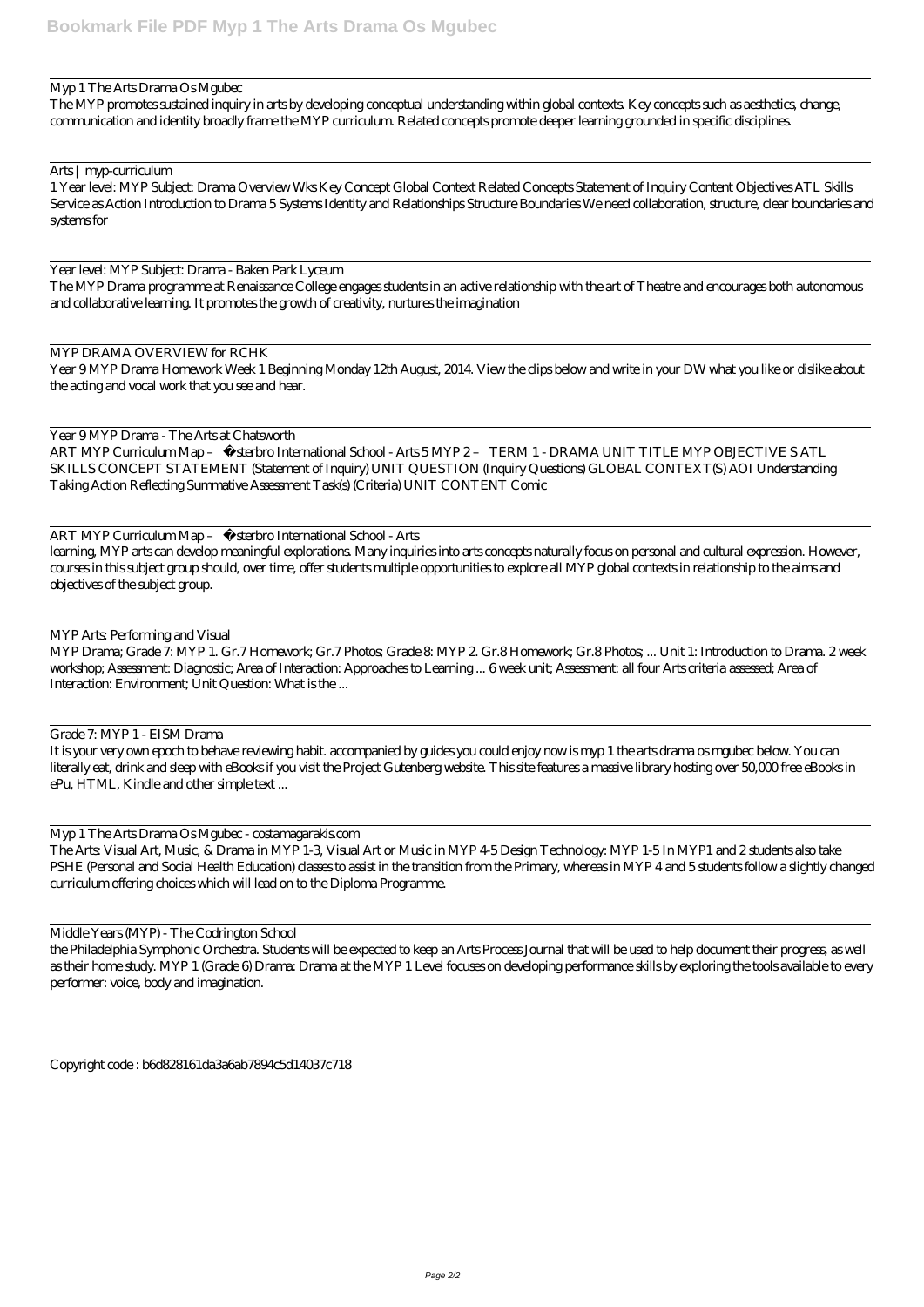Myp 1 The Arts Drama Os Mgubec

The MYP promotes sustained inquiry in arts by developing conceptual understanding within global contexts. Key concepts such as aesthetics, change, communication and identity broadly frame the MYP curriculum. Related concepts promote deeper learning grounded in specific disciplines.

Arts | myp-curriculum

1 Year level: MYP Subject: Drama Overview Wks Key Concept Global Context Related Concepts Statement of Inquiry Content Objectives ATL Skills Service as Action Introduction to Drama 5 Systems Identity and Relationships Structure Boundaries We need collaboration, structure, clear boundaries and systems for

Year level: MYP Subject: Drama - Baken Park Lyceum

The MYP Drama programme at Renaissance College engages students in an active relationship with the art of Theatre and encourages both autonomous and collaborative learning. It promotes the growth of creativity, nurtures the imagination

MYP DRAMA OVERVIEW for RCHK

Year 9 MYP Drama Homework Week 1 Beginning Monday 12th August, 2014. View the clips below and write in your DW what you like or dislike about the acting and vocal work that you see and hear.

Year 9 MYP Drama - The Arts at Chatsworth

ART MYP Curriculum Map – Østerbro International School - Arts 5 MYP 2 – TERM 1 - DRAMA UNIT TITLE MYP OBJECTIVE S ATL SKILLS CONCEPT STATEMENT (Statement of Inquiry) UNIT QUESTION (Inquiry Questions) GLOBAL CONTEXT(S) AOI Understanding Taking Action Reflecting Summative Assessment Task(s) (Criteria) UNIT CONTENT Comic

ART MYP Curriculum Map – Østerbro International School - Arts

learning, MYP arts can develop meaningful explorations. Many inquiries into arts concepts naturally focus on personal and cultural expression. However, courses in this subject group should, over time, offer students multiple opportunities to explore all MYP global contexts in relationship to the aims and objectives of the subject group.

MYP Arts: Performing and Visual

MYP Drama; Grade 7: MYP 1. Gr.7 Homework; Gr.7 Photos; Grade 8: MYP 2. Gr.8 Homework; Gr.8 Photos; ... Unit 1: Introduction to Drama. 2 week workshop; Assessment: Diagnostic; Area of Interaction: Approaches to Learning ... 6 week unit; Assessment: all four Arts criteria assessed; Area of Interaction: Environment; Unit Question: What is the ...

Grade 7: MYP 1 - EISM Drama

It is your very own epoch to behave reviewing habit. accompanied by guides you could enjoy now is myp 1 the arts drama os mgubec below. You can literally eat, drink and sleep with eBooks if you visit the Project Gutenberg website. This site features a massive library hosting over 50,000 free eBooks in ePu, HTML, Kindle and other simple text ...

Myp 1 The Arts Drama Os Mgubec - costamagarakis.com

The Arts: Visual Art, Music, & Drama in MYP 1-3, Visual Art or Music in MYP 4-5 Design Technology: MYP 1-5 In MYP1 and 2 students also take PSHE (Personal and Social Health Education) classes to assist in the transition from the Primary, whereas in MYP 4 and 5 students follow a slightly changed curriculum offering choices which will lead on to the Diploma Programme.

Middle Years (MYP) - The Codrington School

the Philadelphia Symphonic Orchestra. Students will be expected to keep an Arts Process Journal that will be used to help document their progress, as well as their home study. MYP 1 (Grade 6) Drama: Drama at the MYP 1 Level focuses on developing performance skills by exploring the tools available to every performer: voice, body and imagination.

Copyright code : b6d828161da3a6ab7894c5d14037c718